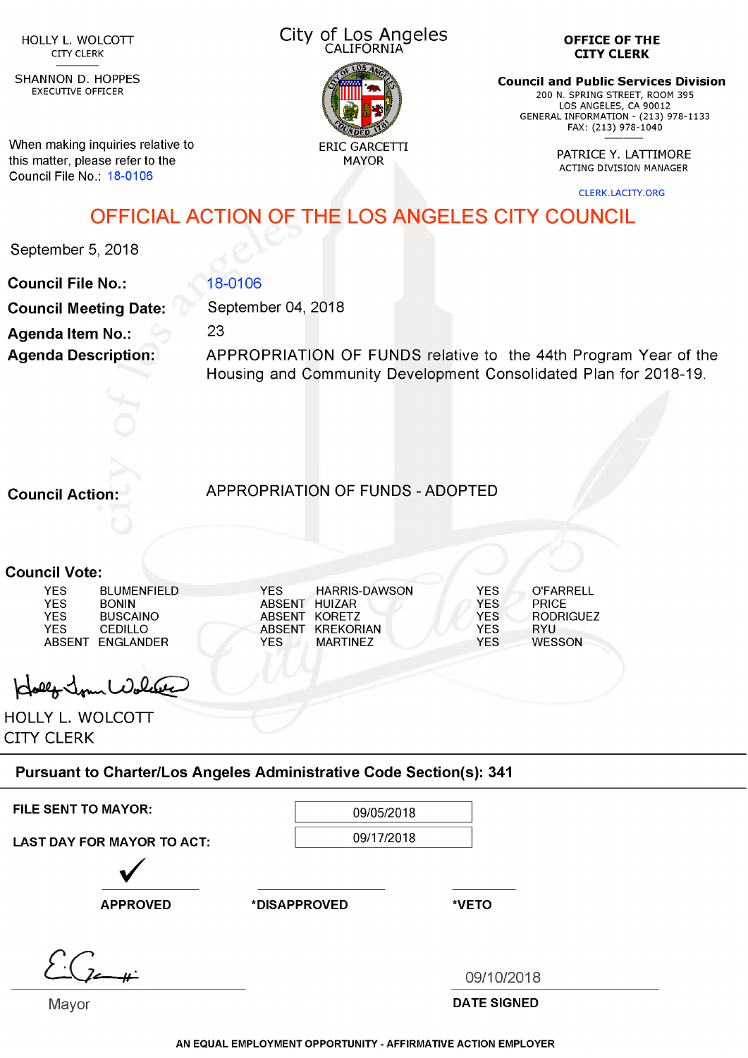HOLLY L. WOLCOTT
CITY CLERK

SHANNON D. HOPPES
EXECUTIVE OFFICER

When making inquiries relative to this matter, please refer to the Council File No.: 18-0106

City of Los Angeles
CALIFORNIA

ERIC GARCETTI
MAYOR

**OFFICE OF THE CITY CLERK**

**Council and Public Services Division**
200 N. SPRING STREET, ROOM 395
LOS ANGELES, CA 90012
GENERAL INFORMATION - (213) 978-1133
FAX: (213) 978-1040

PATRICE Y. LATTIMORE
ACTING DIVISION MANAGER

CLERK.LACITY.ORG

# OFFICIAL ACTION OF THE LOS ANGELES CITY COUNCIL

September 5, 2018

**Council File No.:** 18-0106

**Council Meeting Date:** September 04, 2018

**Agenda Item No.:** 23

**Agenda Description:** APPROPRIATION OF FUNDS relative to the 44th Program Year of the Housing and Community Development Consolidated Plan for 2018-19.

**Council Action:** APPROPRIATION OF FUNDS - ADOPTED

**Council Vote:**

| | | | | | |
|---|---|---|---|---|---|
| YES | BLUMENFIELD | YES | HARRIS-DAWSON | YES | O'FARRELL |
| YES | BONIN | ABSENT | HUIZAR | YES | PRICE |
| YES | BUSCAINO | ABSENT | KORETZ | YES | RODRIGUEZ |
| YES | CEDILLO | ABSENT | KREKORIAN | YES | RYU |
| ABSENT | ENGLANDER | YES | MARTINEZ | YES | WESSON |

HOLLY L. WOLCOTT
CITY CLERK

**Pursuant to Charter/Los Angeles Administrative Code Section(s): 341**

**FILE SENT TO MAYOR:** 09/05/2018

**LAST DAY FOR MAYOR TO ACT:** 09/17/2018

✓ **APPROVED**

**\*DISAPPROVED**

**\*VETO**

Mayor

09/10/2018
**DATE SIGNED**

**AN EQUAL EMPLOYMENT OPPORTUNITY - AFFIRMATIVE ACTION EMPLOYER**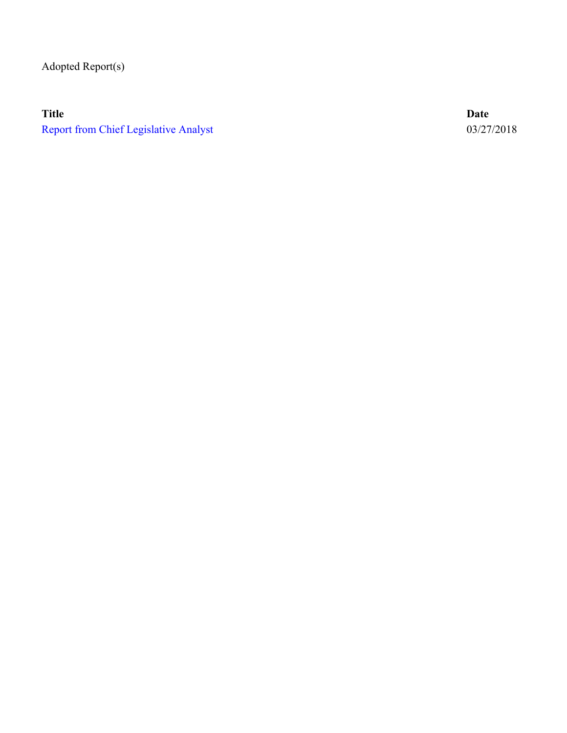Adopted Report(s)

| Title | Date |
| --- | --- |
| Report from Chief Legislative Analyst | 03/27/2018 |